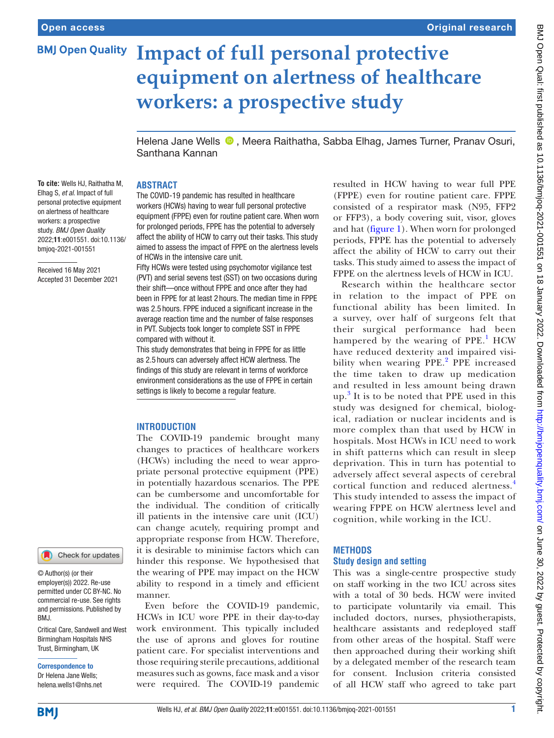# Impact of full personal protective equipment on alertness of healthcare workers: a prospective study

Helena Jane Wells, Meera Raithatha, Sabba Elhag, James Turner, Pranav Osuri, Santhana Kannan

**To cite:** Wells HJ, Raithatha M, Elhag S, *et al*. Impact of full personal protective equipment on alertness of healthcare workers: a prospective study. *BMJ Open Quality* 2022;**11**:e001551. doi:10.1136/bmjoq-2021-001551

Received 16 May 2021
Accepted 31 December 2021

© Author(s) (or their employer(s)) 2022. Re-use permitted under CC BY-NC. No commercial re-use. See rights and permissions. Published by BMJ.

Critical Care, Sandwell and West Birmingham Hospitals NHS Trust, Birmingham, UK

**Correspondence to**
Dr Helena Jane Wells; helena.wells1@nhs.net

## ABSTRACT

The COVID-19 pandemic has resulted in healthcare workers (HCWs) having to wear full personal protective equipment (FPPE) even for routine patient care. When worn for prolonged periods, FPPE has the potential to adversely affect the ability of HCW to carry out their tasks. This study aimed to assess the impact of FPPE on the alertness levels of HCWs in the intensive care unit.

Fifty HCWs were tested using psychomotor vigilance test (PVT) and serial sevens test (SST) on two occasions during their shift—once without FPPE and once after they had been in FPPE for at least 2 hours. The median time in FPPE was 2.5 hours. FPPE induced a significant increase in the average reaction time and the number of false responses in PVT. Subjects took longer to complete SST in FPPE compared with without it.

This study demonstrates that being in FPPE for as little as 2.5 hours can adversely affect HCW alertness. The findings of this study are relevant in terms of workforce environment considerations as the use of FPPE in certain settings is likely to become a regular feature.

## INTRODUCTION

The COVID-19 pandemic brought many changes to practices of healthcare workers (HCWs) including the need to wear appropriate personal protective equipment (PPE) in potentially hazardous scenarios. The PPE can be cumbersome and uncomfortable for the individual. The condition of critically ill patients in the intensive care unit (ICU) can change acutely, requiring prompt and appropriate response from HCW. Therefore, it is desirable to minimise factors which can hinder this response. We hypothesised that the wearing of PPE may impact on the HCW ability to respond in a timely and efficient manner.

Even before the COVID-19 pandemic, HCWs in ICU wore PPE in their day-to-day work environment. This typically included the use of aprons and gloves for routine patient care. For specialist interventions and those requiring sterile precautions, additional measures such as gowns, face mask and a visor were required. The COVID-19 pandemic resulted in HCW having to wear full PPE (FPPE) even for routine patient care. FPPE consisted of a respirator mask (N95, FFP2 or FFP3), a body covering suit, visor, gloves and hat (figure 1). When worn for prolonged periods, FPPE has the potential to adversely affect the ability of HCW to carry out their tasks. This study aimed to assess the impact of FPPE on the alertness levels of HCW in ICU.

Research within the healthcare sector in relation to the impact of PPE on functional ability has been limited. In a survey, over half of surgeons felt that their surgical performance had been hampered by the wearing of PPE.[1] HCW have reduced dexterity and impaired visibility when wearing PPE.[2] PPE increased the time taken to draw up medication and resulted in less amount being drawn up.[3] It is to be noted that PPE used in this study was designed for chemical, biological, radiation or nuclear incidents and is more complex than that used by HCW in hospitals. Most HCWs in ICU need to work in shift patterns which can result in sleep deprivation. This in turn has potential to adversely affect several aspects of cerebral cortical function and reduced alertness.[4] This study intended to assess the impact of wearing FPPE on HCW alertness level and cognition, while working in the ICU.

## METHODS

### Study design and setting

This was a single-centre prospective study on staff working in the two ICU across sites with a total of 30 beds. HCW were invited to participate voluntarily via email. This included doctors, nurses, physiotherapists, healthcare assistants and redeployed staff from other areas of the hospital. Staff were then approached during their working shift by a delegated member of the research team for consent. Inclusion criteria consisted of all HCW staff who agreed to take part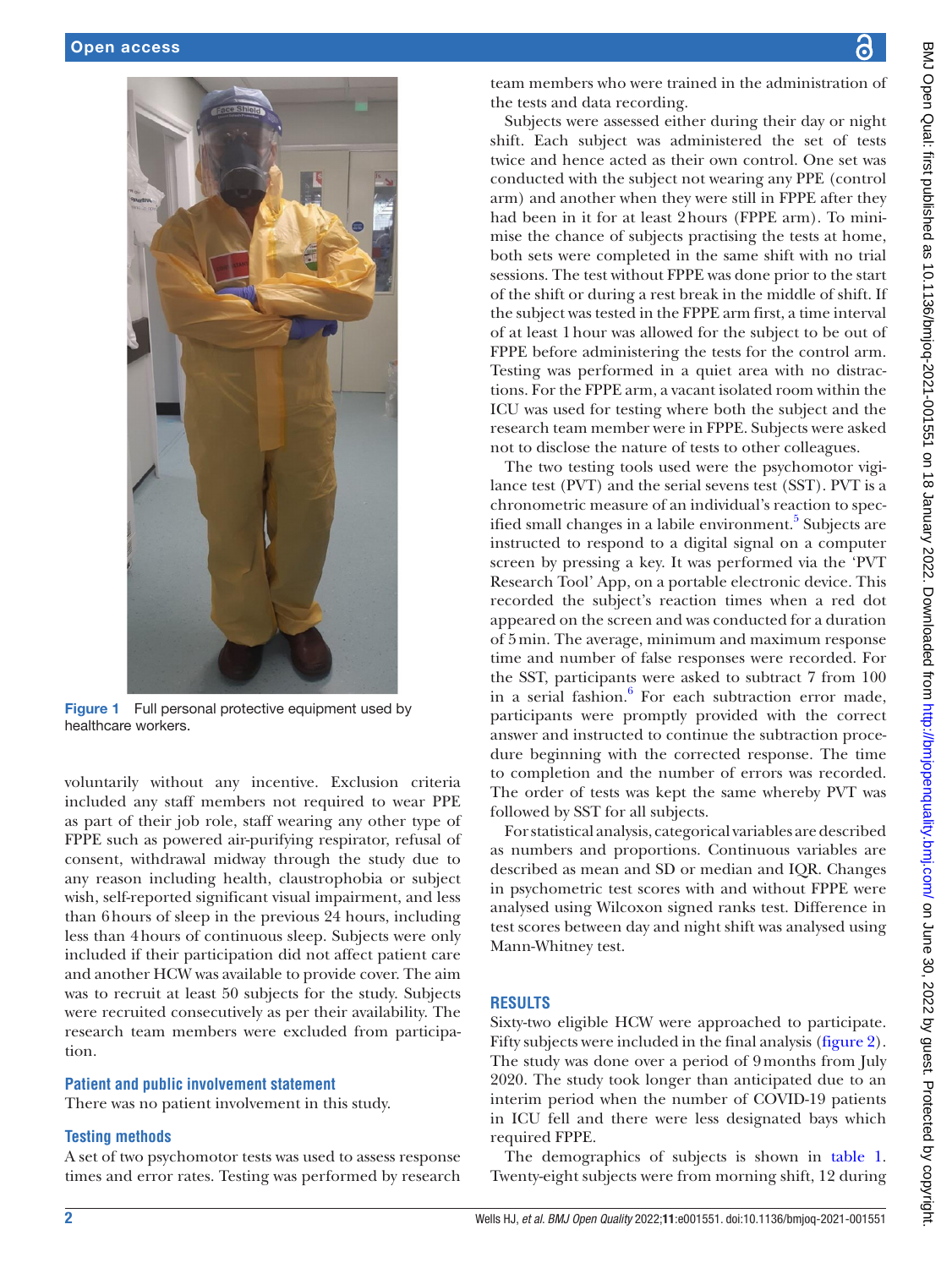Figure 1 Full personal protective equipment used by healthcare workers.

voluntarily without any incentive. Exclusion criteria included any staff members not required to wear PPE as part of their job role, staff wearing any other type of FPPE such as powered air-purifying respirator, refusal of consent, withdrawal midway through the study due to any reason including health, claustrophobia or subject wish, self-reported significant visual impairment, and less than 6 hours of sleep in the previous 24 hours, including less than 4 hours of continuous sleep. Subjects were only included if their participation did not affect patient care and another HCW was available to provide cover. The aim was to recruit at least 50 subjects for the study. Subjects were recruited consecutively as per their availability. The research team members were excluded from participation.

### Patient and public involvement statement

There was no patient involvement in this study.

### Testing methods

A set of two psychomotor tests was used to assess response times and error rates. Testing was performed by research team members who were trained in the administration of the tests and data recording.

Subjects were assessed either during their day or night shift. Each subject was administered the set of tests twice and hence acted as their own control. One set was conducted with the subject not wearing any PPE (control arm) and another when they were still in FPPE after they had been in it for at least 2 hours (FPPE arm). To minimise the chance of subjects practising the tests at home, both sets were completed in the same shift with no trial sessions. The test without FPPE was done prior to the start of the shift or during a rest break in the middle of shift. If the subject was tested in the FPPE arm first, a time interval of at least 1 hour was allowed for the subject to be out of FPPE before administering the tests for the control arm. Testing was performed in a quiet area with no distractions. For the FPPE arm, a vacant isolated room within the ICU was used for testing where both the subject and the research team member were in FPPE. Subjects were asked not to disclose the nature of tests to other colleagues.

The two testing tools used were the psychomotor vigilance test (PVT) and the serial sevens test (SST). PVT is a chronometric measure of an individual's reaction to specified small changes in a labile environment.[5] Subjects are instructed to respond to a digital signal on a computer screen by pressing a key. It was performed via the 'PVT Research Tool' App, on a portable electronic device. This recorded the subject's reaction times when a red dot appeared on the screen and was conducted for a duration of 5 min. The average, minimum and maximum response time and number of false responses were recorded. For the SST, participants were asked to subtract 7 from 100 in a serial fashion.[6] For each subtraction error made, participants were promptly provided with the correct answer and instructed to continue the subtraction procedure beginning with the corrected response. The time to completion and the number of errors was recorded. The order of tests was kept the same whereby PVT was followed by SST for all subjects.

For statistical analysis, categorical variables are described as numbers and proportions. Continuous variables are described as mean and SD or median and IQR. Changes in psychometric test scores with and without FPPE were analysed using Wilcoxon signed ranks test. Difference in test scores between day and night shift was analysed using Mann-Whitney test.

## RESULTS

Sixty-two eligible HCW were approached to participate. Fifty subjects were included in the final analysis (figure 2). The study was done over a period of 9 months from July 2020. The study took longer than anticipated due to an interim period when the number of COVID-19 patients in ICU fell and there were less designated bays which required FPPE.

The demographics of subjects is shown in table 1. Twenty-eight subjects were from morning shift, 12 during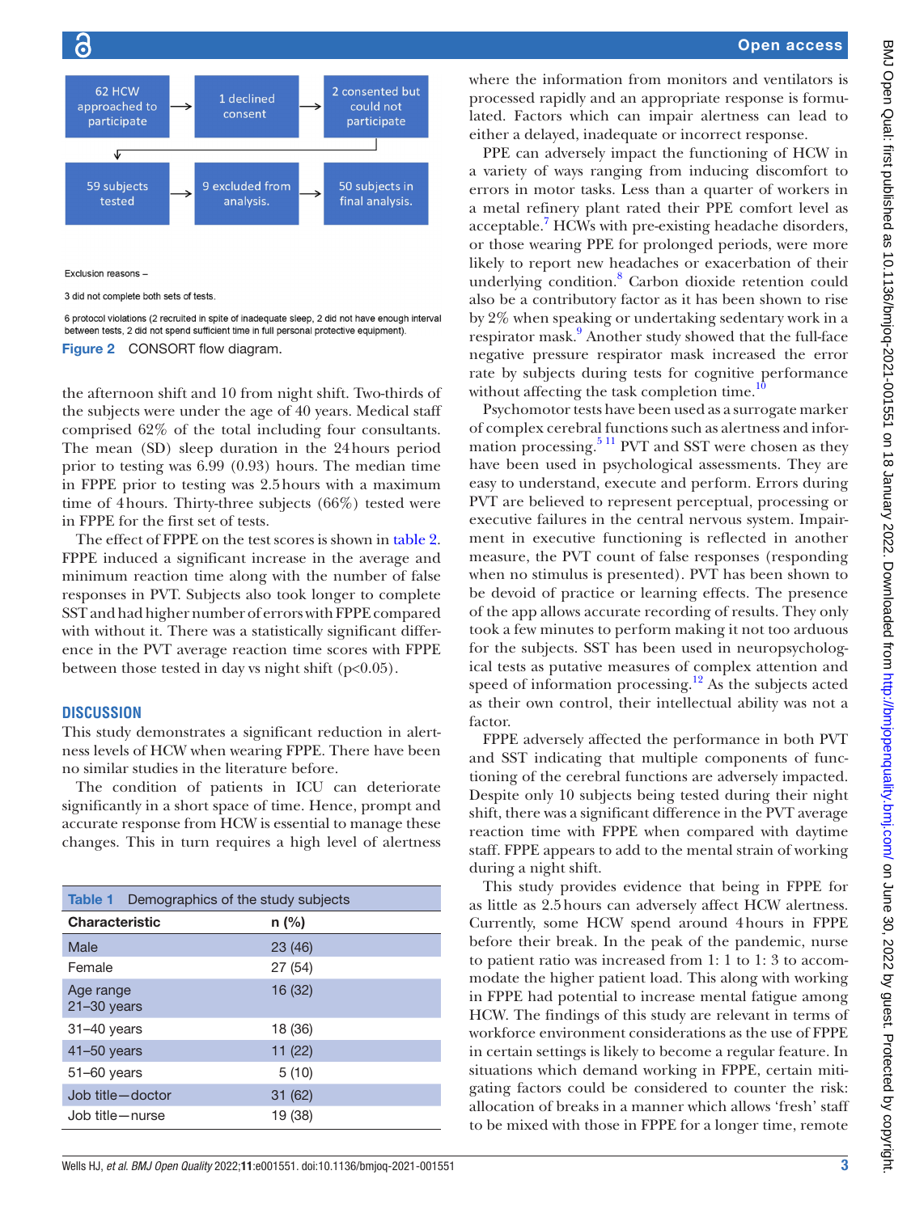62 HCW approached to participate → 1 declined consent → 2 consented but could not participate

59 subjects tested → 9 excluded from analysis. → 50 subjects in final analysis.

Exclusion reasons –

3 did not complete both sets of tests.

6 protocol violations (2 recruited in spite of inadequate sleep, 2 did not have enough interval between tests, 2 did not spend sufficient time in full personal protective equipment).

**Figure 2** CONSORT flow diagram.

the afternoon shift and 10 from night shift. Two-thirds of the subjects were under the age of 40 years. Medical staff comprised 62% of the total including four consultants. The mean (SD) sleep duration in the 24 hours period prior to testing was 6.99 (0.93) hours. The median time in FPPE prior to testing was 2.5 hours with a maximum time of 4 hours. Thirty-three subjects (66%) tested were in FPPE for the first set of tests.

The effect of FPPE on the test scores is shown in table 2. FPPE induced a significant increase in the average and minimum reaction time along with the number of false responses in PVT. Subjects also took longer to complete SST and had higher number of errors with FPPE compared with without it. There was a statistically significant difference in the PVT average reaction time scores with FPPE between those tested in day vs night shift ($p<0.05$).

## DISCUSSION

This study demonstrates a significant reduction in alertness levels of HCW when wearing FPPE. There have been no similar studies in the literature before.

The condition of patients in ICU can deteriorate significantly in a short space of time. Hence, prompt and accurate response from HCW is essential to manage these changes. This in turn requires a high level of alertness where the information from monitors and ventilators is processed rapidly and an appropriate response is formulated. Factors which can impair alertness can lead to either a delayed, inadequate or incorrect response.

| **Table 1** Demographics of the study subjects | |
|---|---|
| **Characteristic** | **n (%)** |
| Male | 23 (46) |
| Female | 27 (54) |
| Age range 21–30 years | 16 (32) |
| 31–40 years | 18 (36) |
| 41–50 years | 11 (22) |
| 51–60 years | 5 (10) |
| Job title—doctor | 31 (62) |
| Job title—nurse | 19 (38) |

PPE can adversely impact the functioning of HCW in a variety of ways ranging from inducing discomfort to errors in motor tasks. Less than a quarter of workers in a metal refinery plant rated their PPE comfort level as acceptable.[7] HCWs with pre-existing headache disorders, or those wearing PPE for prolonged periods, were more likely to report new headaches or exacerbation of their underlying condition.[8] Carbon dioxide retention could also be a contributory factor as it has been shown to rise by 2% when speaking or undertaking sedentary work in a respirator mask.[9] Another study showed that the full-face negative pressure respirator mask increased the error rate by subjects during tests for cognitive performance without affecting the task completion time.[10]

Psychomotor tests have been used as a surrogate marker of complex cerebral functions such as alertness and information processing.[5 11] PVT and SST were chosen as they have been used in psychological assessments. They are easy to understand, execute and perform. Errors during PVT are believed to represent perceptual, processing or executive failures in the central nervous system. Impairment in executive functioning is reflected in another measure, the PVT count of false responses (responding when no stimulus is presented). PVT has been shown to be devoid of practice or learning effects. The presence of the app allows accurate recording of results. They only took a few minutes to perform making it not too arduous for the subjects. SST has been used in neuropsychological tests as putative measures of complex attention and speed of information processing.[12] As the subjects acted as their own control, their intellectual ability was not a factor.

FPPE adversely affected the performance in both PVT and SST indicating that multiple components of functioning of the cerebral functions are adversely impacted. Despite only 10 subjects being tested during their night shift, there was a significant difference in the PVT average reaction time with FPPE when compared with daytime staff. FPPE appears to add to the mental strain of working during a night shift.

This study provides evidence that being in FPPE for as little as 2.5 hours can adversely affect HCW alertness. Currently, some HCW spend around 4 hours in FPPE before their break. In the peak of the pandemic, nurse to patient ratio was increased from 1: 1 to 1: 3 to accommodate the higher patient load. This along with working in FPPE had potential to increase mental fatigue among HCW. The findings of this study are relevant in terms of workforce environment considerations as the use of FPPE in certain settings is likely to become a regular feature. In situations which demand working in FPPE, certain mitigating factors could be considered to counter the risk: allocation of breaks in a manner which allows 'fresh' staff to be mixed with those in FPPE for a longer time, remote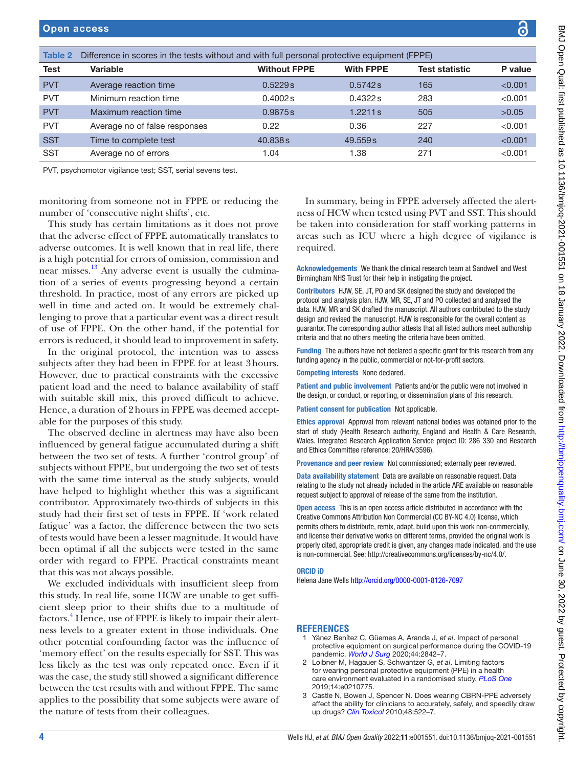**Table 2** Difference in scores in the tests without and with full personal protective equipment (FPPE)

| Test | Variable | Without FPPE | With FPPE | Test statistic | P value |
|---|---|---|---|---|---|
| PVT | Average reaction time | 0.5229 s | 0.5742 s | 165 | <0.001 |
| PVT | Minimum reaction time | 0.4002 s | 0.4322 s | 283 | <0.001 |
| PVT | Maximum reaction time | 0.9875 s | 1.2211 s | 505 | >0.05 |
| PVT | Average no of false responses | 0.22 | 0.36 | 227 | <0.001 |
| SST | Time to complete test | 40.838 s | 49.559 s | 240 | <0.001 |
| SST | Average no of errors | 1.04 | 1.38 | 271 | <0.001 |

PVT, psychomotor vigilance test; SST, serial sevens test.

monitoring from someone not in FPPE or reducing the number of 'consecutive night shifts', etc.

This study has certain limitations as it does not prove that the adverse effect of FPPE automatically translates to adverse outcomes. It is well known that in real life, there is a high potential for errors of omission, commission and near misses.[13] Any adverse event is usually the culmination of a series of events progressing beyond a certain threshold. In practice, most of any errors are picked up well in time and acted on. It would be extremely challenging to prove that a particular event was a direct result of use of FPPE. On the other hand, if the potential for errors is reduced, it should lead to improvement in safety.

In the original protocol, the intention was to assess subjects after they had been in FPPE for at least 3 hours. However, due to practical constraints with the excessive patient load and the need to balance availability of staff with suitable skill mix, this proved difficult to achieve. Hence, a duration of 2 hours in FPPE was deemed acceptable for the purposes of this study.

The observed decline in alertness may have also been influenced by general fatigue accumulated during a shift between the two set of tests. A further 'control group' of subjects without FPPE, but undergoing the two set of tests with the same time interval as the study subjects, would have helped to highlight whether this was a significant contributor. Approximately two-thirds of subjects in this study had their first set of tests in FPPE. If 'work related fatigue' was a factor, the difference between the two sets of tests would have been a lesser magnitude. It would have been optimal if all the subjects were tested in the same order with regard to FPPE. Practical constraints meant that this was not always possible.

We excluded individuals with insufficient sleep from this study. In real life, some HCW are unable to get sufficient sleep prior to their shifts due to a multitude of factors.[4] Hence, use of FPPE is likely to impair their alertness levels to a greater extent in those individuals. One other potential confounding factor was the influence of 'memory effect' on the results especially for SST. This was less likely as the test was only repeated once. Even if it was the case, the study still showed a significant difference between the test results with and without FPPE. The same applies to the possibility that some subjects were aware of the nature of tests from their colleagues.

In summary, being in FPPE adversely affected the alertness of HCW when tested using PVT and SST. This should be taken into consideration for staff working patterns in areas such as ICU where a high degree of vigilance is required.

**Acknowledgements** We thank the clinical research team at Sandwell and West Birmingham NHS Trust for their help in instigating the project.

**Contributors** HJW, SE, JT, PO and SK designed the study and developed the protocol and analysis plan. HJW, MR, SE, JT and PO collected and analysed the data. HJW, MR and SK drafted the manuscript. All authors contributed to the study design and revised the manuscript. HJW is responsible for the overall content as guarantor. The corresponding author attests that all listed authors meet authorship criteria and that no others meeting the criteria have been omitted.

**Funding** The authors have not declared a specific grant for this research from any funding agency in the public, commercial or not-for-profit sectors.

**Competing interests** None declared.

**Patient and public involvement** Patients and/or the public were not involved in the design, or conduct, or reporting, or dissemination plans of this research.

**Patient consent for publication** Not applicable.

**Ethics approval** Approval from relevant national bodies was obtained prior to the start of study (Health Research authority, England and Health & Care Research, Wales. Integrated Research Application Service project ID: 286 330 and Research and Ethics Committee reference: 20/HRA/3596).

**Provenance and peer review** Not commissioned; externally peer reviewed.

**Data availability statement** Data are available on reasonable request. Data relating to the study not already included in the article ARE available on reasonable request subject to approval of release of the same from the institution.

**Open access** This is an open access article distributed in accordance with the Creative Commons Attribution Non Commercial (CC BY-NC 4.0) license, which permits others to distribute, remix, adapt, build upon this work non-commercially, and license their derivative works on different terms, provided the original work is properly cited, appropriate credit is given, any changes made indicated, and the use is non-commercial. See: http://creativecommons.org/licenses/by-nc/4.0/.

**ORCID iD**

Helena Jane Wells http://orcid.org/0000-0001-8126-7097

## REFERENCES

1. Yánez Benítez C, Güemes A, Aranda J, *et al*. Impact of personal protective equipment on surgical performance during the COVID-19 pandemic. *World J Surg* 2020;44:2842–7.
2. Loibner M, Hagauer S, Schwantzer G, *et al*. Limiting factors for wearing personal protective equipment (PPE) in a health care environment evaluated in a randomised study. *PLoS One* 2019;14:e0210775.
3. Castle N, Bowen J, Spencer N. Does wearing CBRN-PPE adversely affect the ability for clinicians to accurately, safely, and speedily draw up drugs? *Clin Toxicol* 2010;48:522–7.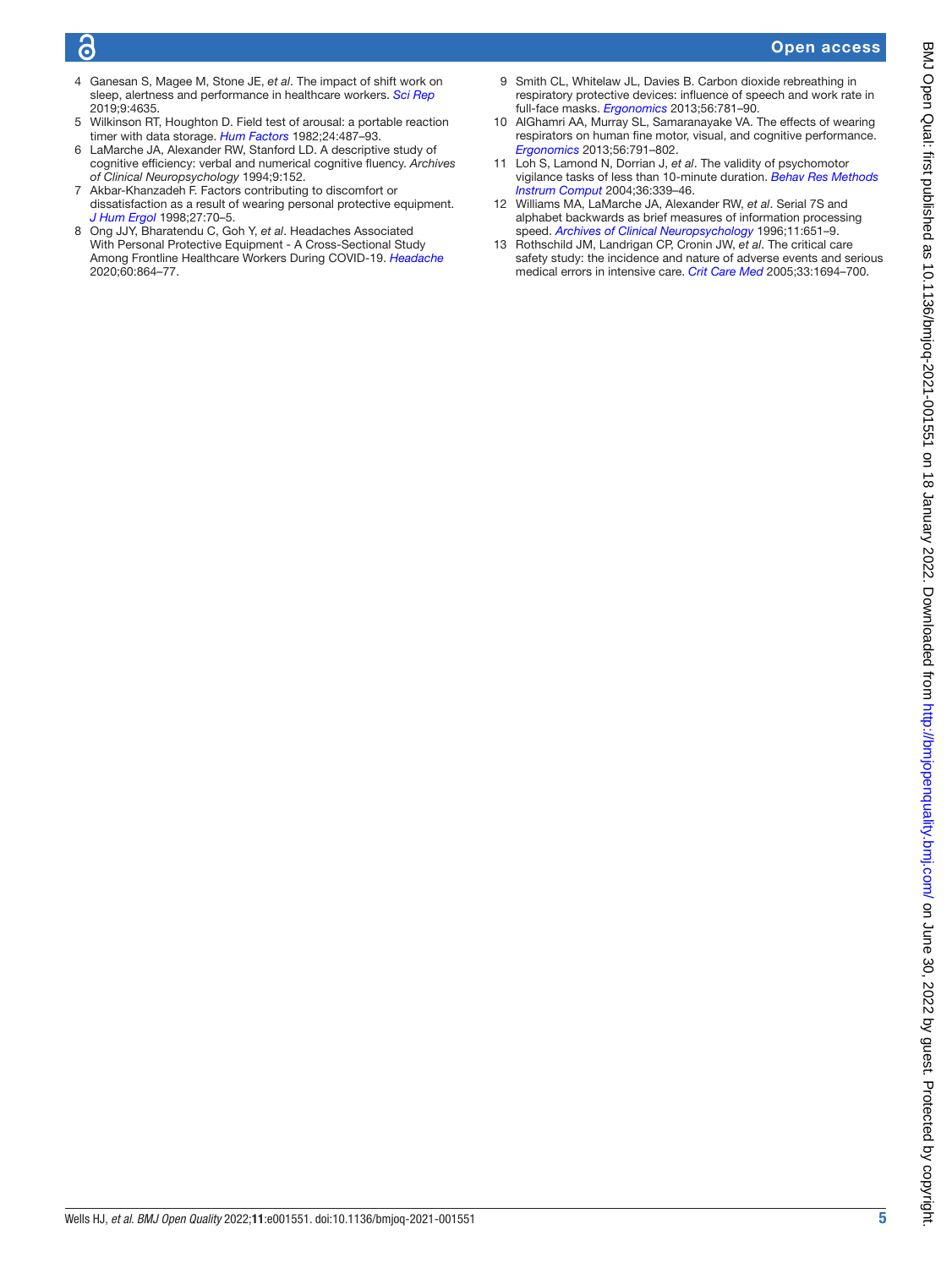4. Ganesan S, Magee M, Stone JE, *et al*. The impact of shift work on sleep, alertness and performance in healthcare workers. *Sci Rep* 2019;9:4635.
5. Wilkinson RT, Houghton D. Field test of arousal: a portable reaction timer with data storage. *Hum Factors* 1982;24:487–93.
6. LaMarche JA, Alexander RW, Stanford LD. A descriptive study of cognitive efficiency: verbal and numerical cognitive fluency. *Archives of Clinical Neuropsychology* 1994;9:152.
7. Akbar-Khanzadeh F. Factors contributing to discomfort or dissatisfaction as a result of wearing personal protective equipment. *J Hum Ergol* 1998;27:70–5.
8. Ong JJY, Bharatendu C, Goh Y, *et al*. Headaches Associated With Personal Protective Equipment - A Cross-Sectional Study Among Frontline Healthcare Workers During COVID-19. *Headache* 2020;60:864–77.
9. Smith CL, Whitelaw JL, Davies B. Carbon dioxide rebreathing in respiratory protective devices: influence of speech and work rate in full-face masks. *Ergonomics* 2013;56:781–90.
10. AlGhamri AA, Murray SL, Samaranayake VA. The effects of wearing respirators on human fine motor, visual, and cognitive performance. *Ergonomics* 2013;56:791–802.
11. Loh S, Lamond N, Dorrian J, *et al*. The validity of psychomotor vigilance tasks of less than 10-minute duration. *Behav Res Methods Instrum Comput* 2004;36:339–46.
12. Williams MA, LaMarche JA, Alexander RW, *et al*. Serial 7S and alphabet backwards as brief measures of information processing speed. *Archives of Clinical Neuropsychology* 1996;11:651–9.
13. Rothschild JM, Landrigan CP, Cronin JW, *et al*. The critical care safety study: the incidence and nature of adverse events and serious medical errors in intensive care. *Crit Care Med* 2005;33:1694–700.